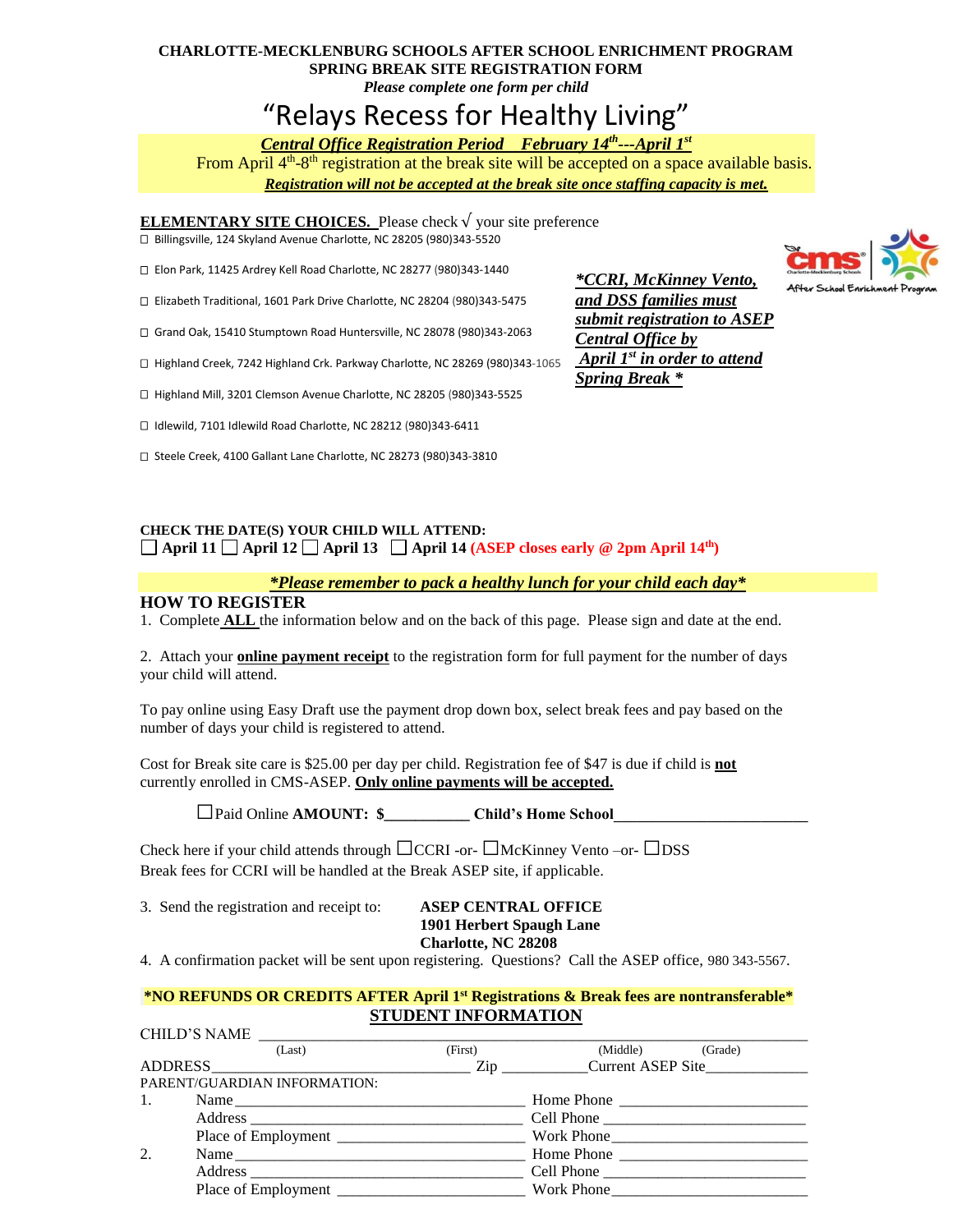**CHARLOTTE-MECKLENBURG SCHOOLS AFTER SCHOOL ENRICHMENT PROGRAM**
**SPRING BREAK SITE REGISTRATION FORM**
*Please complete one form per child*

# "Relays Recess for Healthy Living"

***Central Office Registration Period February 14th---April 1st***

From April 4th-8th registration at the break site will be accepted on a space available basis.

***Registration will not be accepted at the break site once staffing capacity is met.***

**ELEMENTARY SITE CHOICES.** Please check √ your site preference

☐ Billingsville, 124 Skyland Avenue Charlotte, NC 28205 (980)343-5520

☐ Elon Park, 11425 Ardrey Kell Road Charlotte, NC 28277 (980)343-1440

☐ Elizabeth Traditional, 1601 Park Drive Charlotte, NC 28204 (980)343-5475

☐ Grand Oak, 15410 Stumptown Road Huntersville, NC 28078 (980)343-2063

☐ Highland Creek, 7242 Highland Crk. Parkway Charlotte, NC 28269 (980)343-1065

☐ Highland Mill, 3201 Clemson Avenue Charlotte, NC 28205 (980)343-5525

☐ Idlewild, 7101 Idlewild Road Charlotte, NC 28212 (980)343-6411

☐ Steele Creek, 4100 Gallant Lane Charlotte, NC 28273 (980)343-3810

***\*CCRI, McKinney Vento, and DSS families must submit registration to ASEP Central Office by April 1st in order to attend Spring Break \****

**CHECK THE DATE(S) YOUR CHILD WILL ATTEND:**

☐ **April 11** ☐ **April 12** ☐ **April 13** ☐ **April 14** **(ASEP closes early @ 2pm April 14th)**

***\*Please remember to pack a healthy lunch for your child each day\****

## HOW TO REGISTER

1. Complete **ALL** the information below and on the back of this page. Please sign and date at the end.

2. Attach your **online payment receipt** to the registration form for full payment for the number of days your child will attend.

To pay online using Easy Draft use the payment drop down box, select break fees and pay based on the number of days your child is registered to attend.

Cost for Break site care is $25.00 per day per child. Registration fee of $47 is due if child is **not** currently enrolled in CMS-ASEP. **Only online payments will be accepted.**

☐Paid Online **AMOUNT: $\_\_\_\_\_\_\_\_\_\_\_ Child's Home School\_\_\_\_\_\_\_\_\_\_\_\_\_\_\_\_\_\_\_\_\_\_\_\_\_**

Check here if your child attends through ☐CCRI -or- ☐McKinney Vento –or- ☐DSS
Break fees for CCRI will be handled at the Break ASEP site, if applicable.

3. Send the registration and receipt to: **ASEP CENTRAL OFFICE**
**1901 Herbert Spaugh Lane**
**Charlotte, NC 28208**

4. A confirmation packet will be sent upon registering. Questions? Call the ASEP office, 980 343-5567.

**\*NO REFUNDS OR CREDITS AFTER April 1st Registrations & Break fees are nontransferable\***

## STUDENT INFORMATION

CHILD'S NAME \_\_\_\_\_\_\_\_\_\_\_\_\_\_\_\_\_\_\_\_\_\_\_\_\_\_\_\_\_\_\_\_\_\_\_\_\_\_\_\_\_\_\_\_\_\_\_\_\_\_\_\_\_\_\_\_
(Last) (First) (Middle) (Grade)

ADDRESS\_\_\_\_\_\_\_\_\_\_\_\_\_\_\_\_\_\_\_\_\_\_\_\_\_\_\_\_\_\_\_\_\_\_\_ Zip \_\_\_\_\_\_\_\_\_\_\_Current ASEP Site\_\_\_\_\_\_\_\_\_\_\_\_\_

PARENT/GUARDIAN INFORMATION:

1. Name\_\_\_\_\_\_\_\_\_\_\_\_\_\_\_\_\_\_\_\_\_\_\_\_\_\_\_\_\_\_\_\_\_\_\_\_ Home Phone \_\_\_\_\_\_\_\_\_\_\_\_\_\_\_\_\_\_\_\_\_\_\_\_
   Address \_\_\_\_\_\_\_\_\_\_\_\_\_\_\_\_\_\_\_\_\_\_\_\_\_\_\_\_\_\_\_\_\_\_\_ Cell Phone \_\_\_\_\_\_\_\_\_\_\_\_\_\_\_\_\_\_\_\_\_\_\_\_\_
   Place of Employment \_\_\_\_\_\_\_\_\_\_\_\_\_\_\_\_\_\_\_\_\_\_\_\_ Work Phone\_\_\_\_\_\_\_\_\_\_\_\_\_\_\_\_\_\_\_\_\_\_\_\_\_

2. Name\_\_\_\_\_\_\_\_\_\_\_\_\_\_\_\_\_\_\_\_\_\_\_\_\_\_\_\_\_\_\_\_\_\_\_\_ Home Phone \_\_\_\_\_\_\_\_\_\_\_\_\_\_\_\_\_\_\_\_\_\_\_\_
   Address \_\_\_\_\_\_\_\_\_\_\_\_\_\_\_\_\_\_\_\_\_\_\_\_\_\_\_\_\_\_\_\_\_\_\_ Cell Phone \_\_\_\_\_\_\_\_\_\_\_\_\_\_\_\_\_\_\_\_\_\_\_\_\_
   Place of Employment \_\_\_\_\_\_\_\_\_\_\_\_\_\_\_\_\_\_\_\_\_\_\_\_ Work Phone\_\_\_\_\_\_\_\_\_\_\_\_\_\_\_\_\_\_\_\_\_\_\_\_\_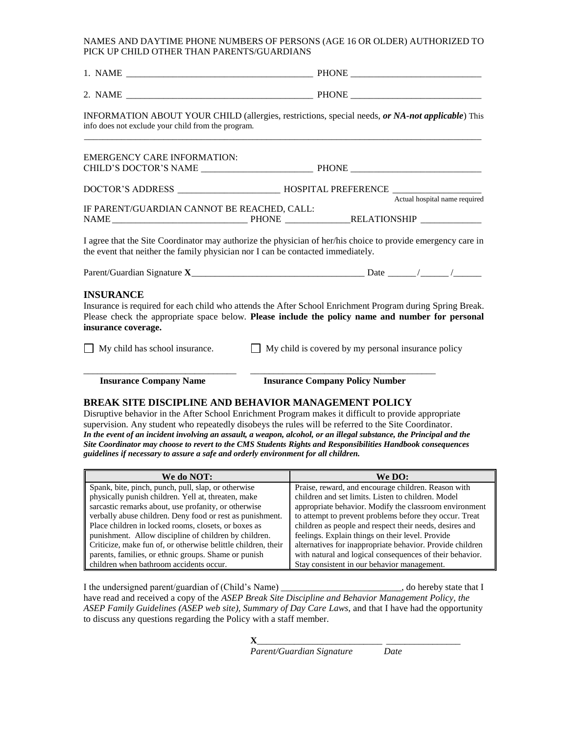NAMES AND DAYTIME PHONE NUMBERS OF PERSONS (AGE 16 OR OLDER) AUTHORIZED TO PICK UP CHILD OTHER THAN PARENTS/GUARDIANS

1. NAME ________________________________________ PHONE ____________________________

2. NAME ________________________________________ PHONE ____________________________

INFORMATION ABOUT YOUR CHILD (allergies, restrictions, special needs, ***or NA-not applicable***) This info does not exclude your child from the program.

_____________________________________________________________________________________________

EMERGENCY CARE INFORMATION:
CHILD'S DOCTOR'S NAME ________________________ PHONE ____________________________

DOCTOR'S ADDRESS ______________________ HOSPITAL PREFERENCE ___________________
Actual hospital name required

IF PARENT/GUARDIAN CANNOT BE REACHED, CALL:
NAME _____________________________ PHONE ______________ RELATIONSHIP _____________

I agree that the Site Coordinator may authorize the physician of her/his choice to provide emergency care in the event that neither the family physician nor I can be contacted immediately.

Parent/Guardian Signature **X**______________________________________ Date ______/______/______

## INSURANCE

Insurance is required for each child who attends the After School Enrichment Program during Spring Break. Please check the appropriate space below. **Please include the policy name and number for personal insurance coverage.**

☐ My child has school insurance. ☐ My child is covered by my personal insurance policy

________________________________ ________________________________________
**Insurance Company Name** **Insurance Company Policy Number**

## BREAK SITE DISCIPLINE AND BEHAVIOR MANAGEMENT POLICY

Disruptive behavior in the After School Enrichment Program makes it difficult to provide appropriate supervision. Any student who repeatedly disobeys the rules will be referred to the Site Coordinator. ***In the event of an incident involving an assault, a weapon, alcohol, or an illegal substance, the Principal and the Site Coordinator may choose to revert to the CMS Students Rights and Responsibilities Handbook consequences guidelines if necessary to assure a safe and orderly environment for all children.***

| We do NOT: | We DO: |
|---|---|
| Spank, bite, pinch, punch, pull, slap, or otherwise physically punish children. Yell at, threaten, make sarcastic remarks about, use profanity, or otherwise verbally abuse children. Deny food or rest as punishment. Place children in locked rooms, closets, or boxes as punishment. Allow discipline of children by children. Criticize, make fun of, or otherwise belittle children, their parents, families, or ethnic groups. Shame or punish children when bathroom accidents occur. | Praise, reward, and encourage children. Reason with children and set limits. Listen to children. Model appropriate behavior. Modify the classroom environment to attempt to prevent problems before they occur. Treat children as people and respect their needs, desires and feelings. Explain things on their level. Provide alternatives for inappropriate behavior. Provide children with natural and logical consequences of their behavior. Stay consistent in our behavior management. |

I the undersigned parent/guardian of (Child's Name) __________________________, do hereby state that I have read and received a copy of the *ASEP Break Site Discipline and Behavior Management Policy, the ASEP Family Guidelines (ASEP web site), Summary of Day Care Laws*, and that I have had the opportunity to discuss any questions regarding the Policy with a staff member.

**X**___________________________ ________________
*Parent/Guardian Signature* *Date*